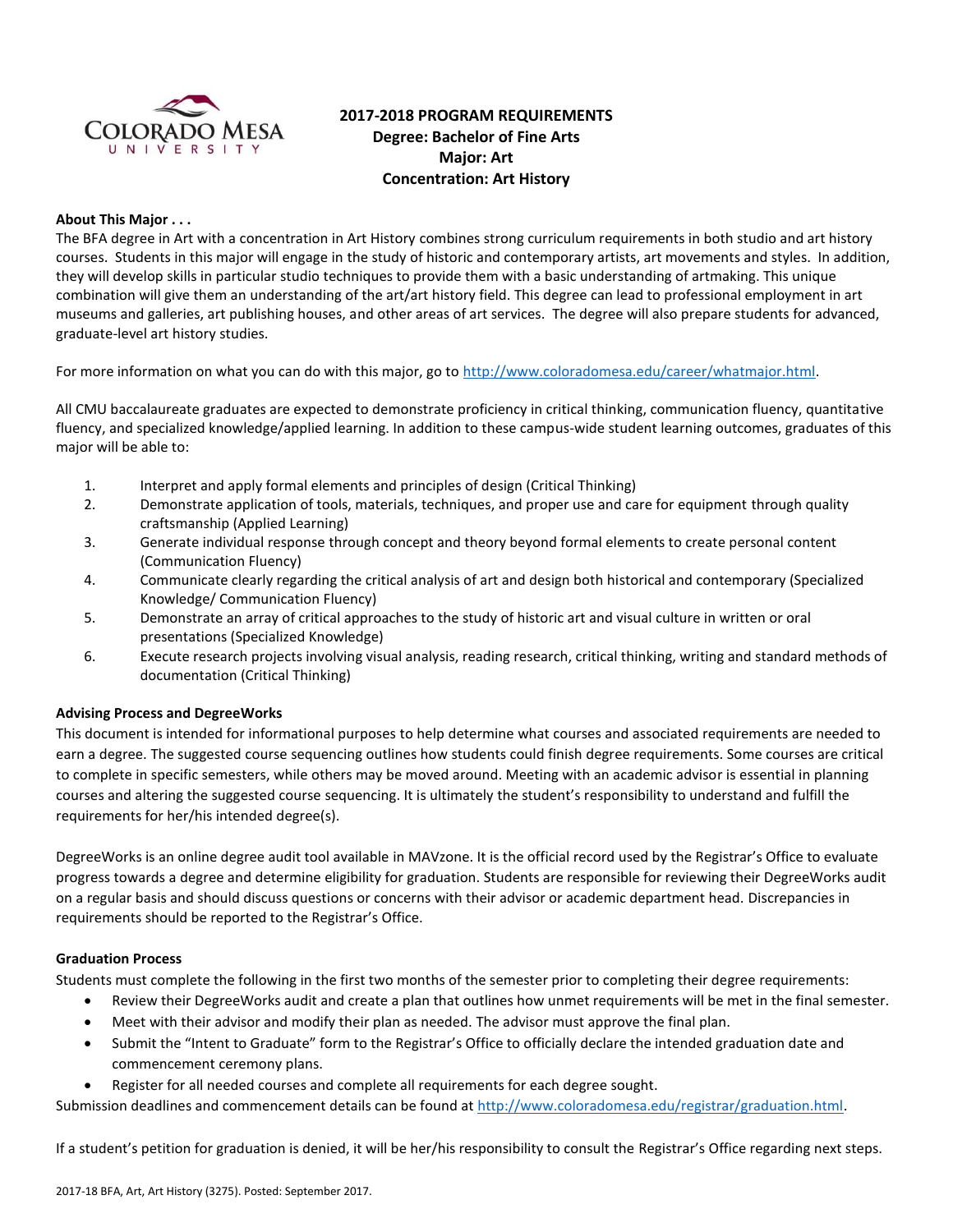# 2017-2018 PROGRAM REQUIREMENTS
## Degree: Bachelor of Fine Arts
## Major: Art
## Concentration: Art History

**About This Major . . .**

The BFA degree in Art with a concentration in Art History combines strong curriculum requirements in both studio and art history courses. Students in this major will engage in the study of historic and contemporary artists, art movements and styles. In addition, they will develop skills in particular studio techniques to provide them with a basic understanding of artmaking. This unique combination will give them an understanding of the art/art history field. This degree can lead to professional employment in art museums and galleries, art publishing houses, and other areas of art services. The degree will also prepare students for advanced, graduate-level art history studies.

For more information on what you can do with this major, go to http://www.coloradomesa.edu/career/whatmajor.html.

All CMU baccalaureate graduates are expected to demonstrate proficiency in critical thinking, communication fluency, quantitative fluency, and specialized knowledge/applied learning. In addition to these campus-wide student learning outcomes, graduates of this major will be able to:

1. Interpret and apply formal elements and principles of design (Critical Thinking)
2. Demonstrate application of tools, materials, techniques, and proper use and care for equipment through quality craftsmanship (Applied Learning)
3. Generate individual response through concept and theory beyond formal elements to create personal content (Communication Fluency)
4. Communicate clearly regarding the critical analysis of art and design both historical and contemporary (Specialized Knowledge/ Communication Fluency)
5. Demonstrate an array of critical approaches to the study of historic art and visual culture in written or oral presentations (Specialized Knowledge)
6. Execute research projects involving visual analysis, reading research, critical thinking, writing and standard methods of documentation (Critical Thinking)

**Advising Process and DegreeWorks**

This document is intended for informational purposes to help determine what courses and associated requirements are needed to earn a degree. The suggested course sequencing outlines how students could finish degree requirements. Some courses are critical to complete in specific semesters, while others may be moved around. Meeting with an academic advisor is essential in planning courses and altering the suggested course sequencing. It is ultimately the student's responsibility to understand and fulfill the requirements for her/his intended degree(s).

DegreeWorks is an online degree audit tool available in MAVzone. It is the official record used by the Registrar's Office to evaluate progress towards a degree and determine eligibility for graduation. Students are responsible for reviewing their DegreeWorks audit on a regular basis and should discuss questions or concerns with their advisor or academic department head. Discrepancies in requirements should be reported to the Registrar's Office.

**Graduation Process**

Students must complete the following in the first two months of the semester prior to completing their degree requirements:

- Review their DegreeWorks audit and create a plan that outlines how unmet requirements will be met in the final semester.
- Meet with their advisor and modify their plan as needed. The advisor must approve the final plan.
- Submit the "Intent to Graduate" form to the Registrar's Office to officially declare the intended graduation date and commencement ceremony plans.
- Register for all needed courses and complete all requirements for each degree sought.

Submission deadlines and commencement details can be found at http://www.coloradomesa.edu/registrar/graduation.html.

If a student's petition for graduation is denied, it will be her/his responsibility to consult the Registrar's Office regarding next steps.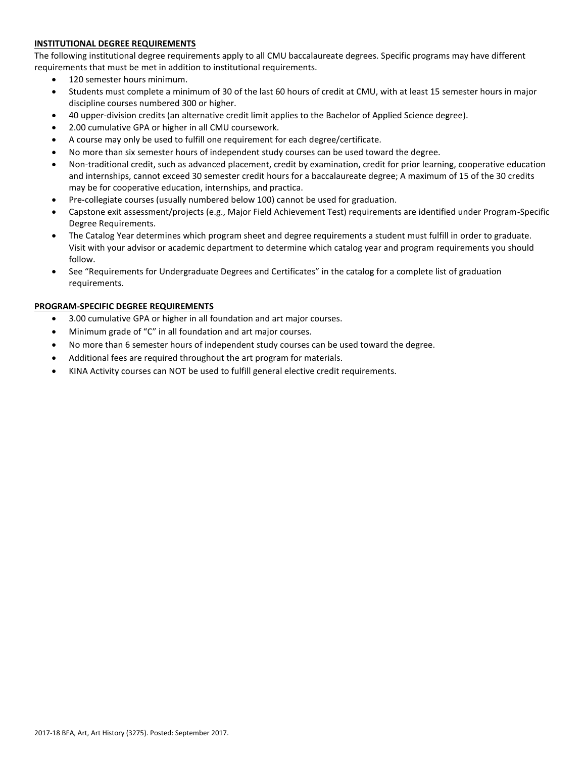**INSTITUTIONAL DEGREE REQUIREMENTS**

The following institutional degree requirements apply to all CMU baccalaureate degrees. Specific programs may have different requirements that must be met in addition to institutional requirements.

- 120 semester hours minimum.
- Students must complete a minimum of 30 of the last 60 hours of credit at CMU, with at least 15 semester hours in major discipline courses numbered 300 or higher.
- 40 upper-division credits (an alternative credit limit applies to the Bachelor of Applied Science degree).
- 2.00 cumulative GPA or higher in all CMU coursework.
- A course may only be used to fulfill one requirement for each degree/certificate.
- No more than six semester hours of independent study courses can be used toward the degree.
- Non-traditional credit, such as advanced placement, credit by examination, credit for prior learning, cooperative education and internships, cannot exceed 30 semester credit hours for a baccalaureate degree; A maximum of 15 of the 30 credits may be for cooperative education, internships, and practica.
- Pre-collegiate courses (usually numbered below 100) cannot be used for graduation.
- Capstone exit assessment/projects (e.g., Major Field Achievement Test) requirements are identified under Program-Specific Degree Requirements.
- The Catalog Year determines which program sheet and degree requirements a student must fulfill in order to graduate. Visit with your advisor or academic department to determine which catalog year and program requirements you should follow.
- See "Requirements for Undergraduate Degrees and Certificates" in the catalog for a complete list of graduation requirements.

**PROGRAM-SPECIFIC DEGREE REQUIREMENTS**

- 3.00 cumulative GPA or higher in all foundation and art major courses.
- Minimum grade of "C" in all foundation and art major courses.
- No more than 6 semester hours of independent study courses can be used toward the degree.
- Additional fees are required throughout the art program for materials.
- KINA Activity courses can NOT be used to fulfill general elective credit requirements.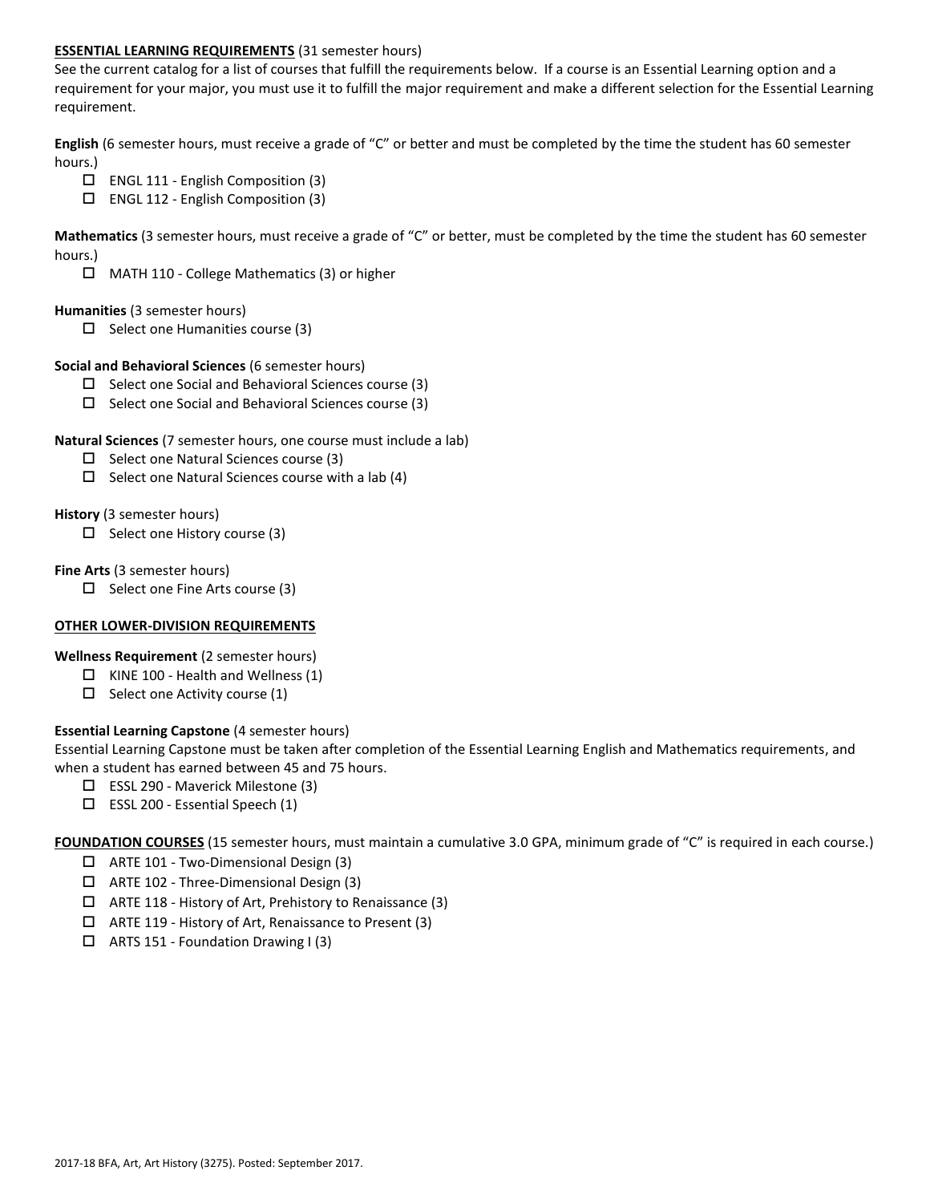**ESSENTIAL LEARNING REQUIREMENTS** (31 semester hours)

See the current catalog for a list of courses that fulfill the requirements below. If a course is an Essential Learning option and a requirement for your major, you must use it to fulfill the major requirement and make a different selection for the Essential Learning requirement.

**English** (6 semester hours, must receive a grade of "C" or better and must be completed by the time the student has 60 semester hours.)

- ☐ ENGL 111 - English Composition (3)
- ☐ ENGL 112 - English Composition (3)

**Mathematics** (3 semester hours, must receive a grade of "C" or better, must be completed by the time the student has 60 semester hours.)

- ☐ MATH 110 - College Mathematics (3) or higher

**Humanities** (3 semester hours)

- ☐ Select one Humanities course (3)

**Social and Behavioral Sciences** (6 semester hours)

- ☐ Select one Social and Behavioral Sciences course (3)
- ☐ Select one Social and Behavioral Sciences course (3)

**Natural Sciences** (7 semester hours, one course must include a lab)

- ☐ Select one Natural Sciences course (3)
- ☐ Select one Natural Sciences course with a lab (4)

**History** (3 semester hours)

- ☐ Select one History course (3)

**Fine Arts** (3 semester hours)

- ☐ Select one Fine Arts course (3)

**OTHER LOWER-DIVISION REQUIREMENTS**

**Wellness Requirement** (2 semester hours)

- ☐ KINE 100 - Health and Wellness (1)
- ☐ Select one Activity course (1)

**Essential Learning Capstone** (4 semester hours)

Essential Learning Capstone must be taken after completion of the Essential Learning English and Mathematics requirements, and when a student has earned between 45 and 75 hours.

- ☐ ESSL 290 - Maverick Milestone (3)
- ☐ ESSL 200 - Essential Speech (1)

**FOUNDATION COURSES** (15 semester hours, must maintain a cumulative 3.0 GPA, minimum grade of "C" is required in each course.)

- ☐ ARTE 101 - Two-Dimensional Design (3)
- ☐ ARTE 102 - Three-Dimensional Design (3)
- ☐ ARTE 118 - History of Art, Prehistory to Renaissance (3)
- ☐ ARTE 119 - History of Art, Renaissance to Present (3)
- ☐ ARTS 151 - Foundation Drawing I (3)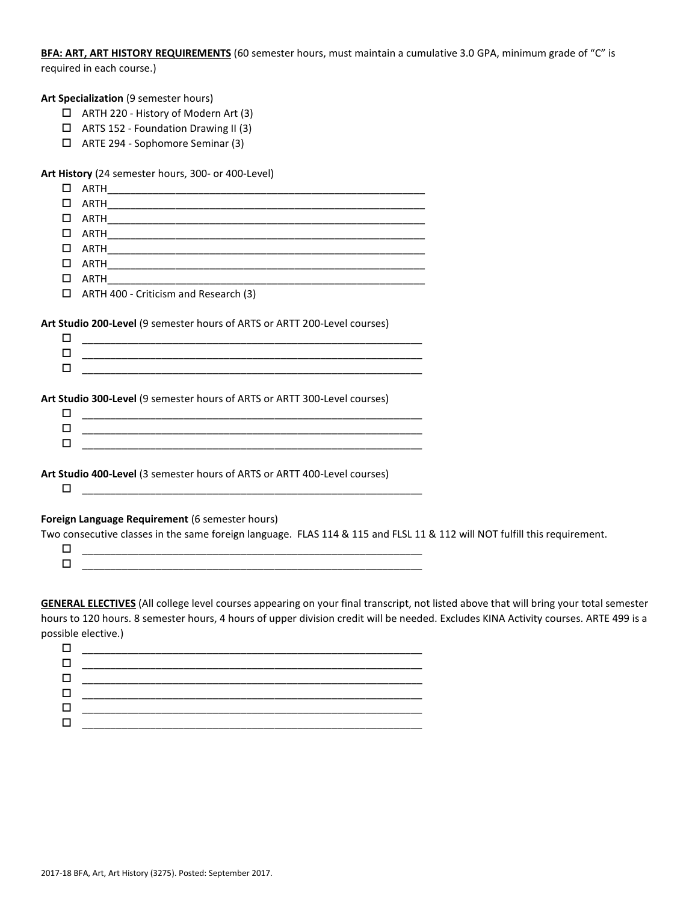**<u>BFA: ART, ART HISTORY REQUIREMENTS</u>** (60 semester hours, must maintain a cumulative 3.0 GPA, minimum grade of "C" is required in each course.)

**Art Specialization** (9 semester hours)

- ☐ ARTH 220 - History of Modern Art (3)
- ☐ ARTS 152 - Foundation Drawing II (3)
- ☐ ARTE 294 - Sophomore Seminar (3)

**Art History** (24 semester hours, 300- or 400-Level)

- ☐ ARTH______________________________________________________
- ☐ ARTH______________________________________________________
- ☐ ARTH______________________________________________________
- ☐ ARTH______________________________________________________
- ☐ ARTH______________________________________________________
- ☐ ARTH______________________________________________________
- ☐ ARTH______________________________________________________
- ☐ ARTH 400 - Criticism and Research (3)

**Art Studio 200-Level** (9 semester hours of ARTS or ARTT 200-Level courses)

- ☐ __________________________________________________________
- ☐ __________________________________________________________
- ☐ __________________________________________________________

**Art Studio 300-Level** (9 semester hours of ARTS or ARTT 300-Level courses)

- ☐ __________________________________________________________
- ☐ __________________________________________________________
- ☐ __________________________________________________________

**Art Studio 400-Level** (3 semester hours of ARTS or ARTT 400-Level courses)

- ☐ __________________________________________________________

**Foreign Language Requirement** (6 semester hours)

Two consecutive classes in the same foreign language. FLAS 114 & 115 and FLSL 11 & 112 will NOT fulfill this requirement.

- ☐ __________________________________________________________
- ☐ __________________________________________________________

**<u>GENERAL ELECTIVES</u>** (All college level courses appearing on your final transcript, not listed above that will bring your total semester hours to 120 hours. 8 semester hours, 4 hours of upper division credit will be needed. Excludes KINA Activity courses. ARTE 499 is a possible elective.)

- ☐ __________________________________________________________
- ☐ __________________________________________________________
- ☐ __________________________________________________________
- ☐ __________________________________________________________
- ☐ __________________________________________________________
- ☐ __________________________________________________________

2017-18 BFA, Art, Art History (3275). Posted: September 2017.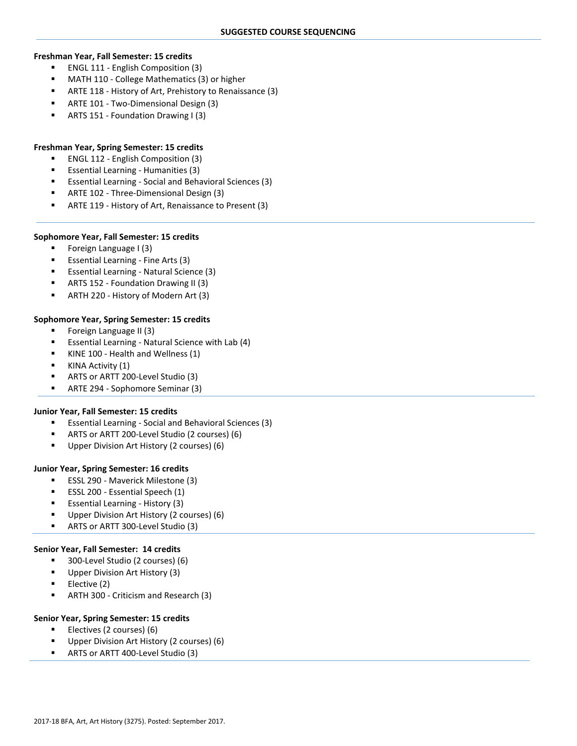## SUGGESTED COURSE SEQUENCING

**Freshman Year, Fall Semester: 15 credits**

- ENGL 111 - English Composition (3)
- MATH 110 - College Mathematics (3) or higher
- ARTE 118 - History of Art, Prehistory to Renaissance (3)
- ARTE 101 - Two-Dimensional Design (3)
- ARTS 151 - Foundation Drawing I (3)

**Freshman Year, Spring Semester: 15 credits**

- ENGL 112 - English Composition (3)
- Essential Learning - Humanities (3)
- Essential Learning - Social and Behavioral Sciences (3)
- ARTE 102 - Three-Dimensional Design (3)
- ARTE 119 - History of Art, Renaissance to Present (3)

---

**Sophomore Year, Fall Semester: 15 credits**

- Foreign Language I (3)
- Essential Learning - Fine Arts (3)
- Essential Learning - Natural Science (3)
- ARTS 152 - Foundation Drawing II (3)
- ARTH 220 - History of Modern Art (3)

**Sophomore Year, Spring Semester: 15 credits**

- Foreign Language II (3)
- Essential Learning - Natural Science with Lab (4)
- KINE 100 - Health and Wellness (1)
- KINA Activity (1)
- ARTS or ARTT 200-Level Studio (3)
- ARTE 294 - Sophomore Seminar (3)

---

**Junior Year, Fall Semester: 15 credits**

- Essential Learning - Social and Behavioral Sciences (3)
- ARTS or ARTT 200-Level Studio (2 courses) (6)
- Upper Division Art History (2 courses) (6)

**Junior Year, Spring Semester: 16 credits**

- ESSL 290 - Maverick Milestone (3)
- ESSL 200 - Essential Speech (1)
- Essential Learning - History (3)
- Upper Division Art History (2 courses) (6)
- ARTS or ARTT 300-Level Studio (3)

---

**Senior Year, Fall Semester: 14 credits**

- 300-Level Studio (2 courses) (6)
- Upper Division Art History (3)
- Elective (2)
- ARTH 300 - Criticism and Research (3)

**Senior Year, Spring Semester: 15 credits**

- Electives (2 courses) (6)
- Upper Division Art History (2 courses) (6)
- ARTS or ARTT 400-Level Studio (3)

---

2017-18 BFA, Art, Art History (3275). Posted: September 2017.